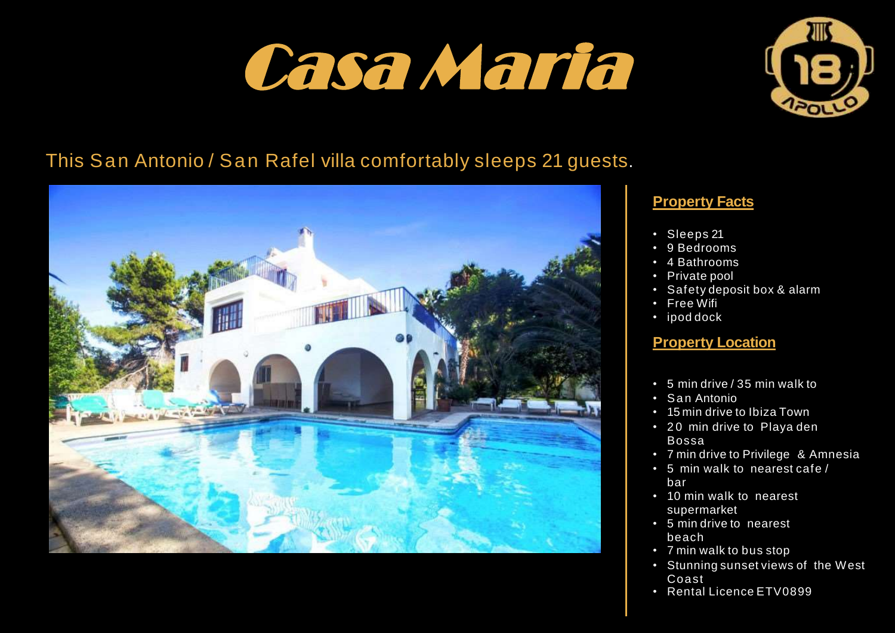# Casa Maria

This San Antonio / San Rafel villa comfortably sleeps 21 guests.

## Property Facts

- Sleeps 21
- 9 Bedrooms
- 4 Bathrooms
- Private pool
- Safety deposit box & alarm
- Free Wifi
- ipod dock

## Property Location

- 5 min drive / 35 min walk to
- San Antonio
- 15 min drive to Ibiza Town
- 20 min drive to Playa den Bossa
- 7 min drive to Privilege & Amnesia
- 5 min walk to nearest cafe / bar
- 10 min walk to nearest supermarket
- 5 min drive to nearest beach
- 7 min walk to bus stop
- Stunning sunset views of the West Coast
- Rental Licence ETV0899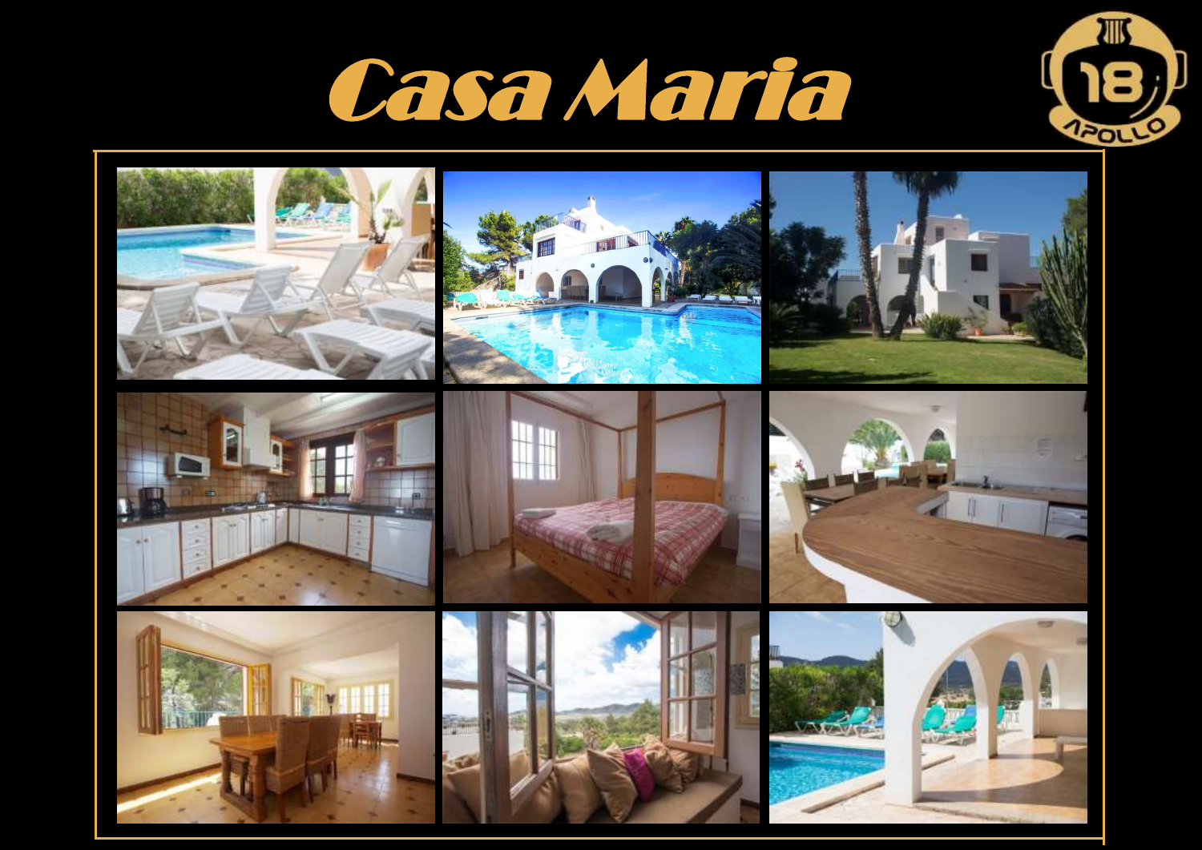# Casa Maria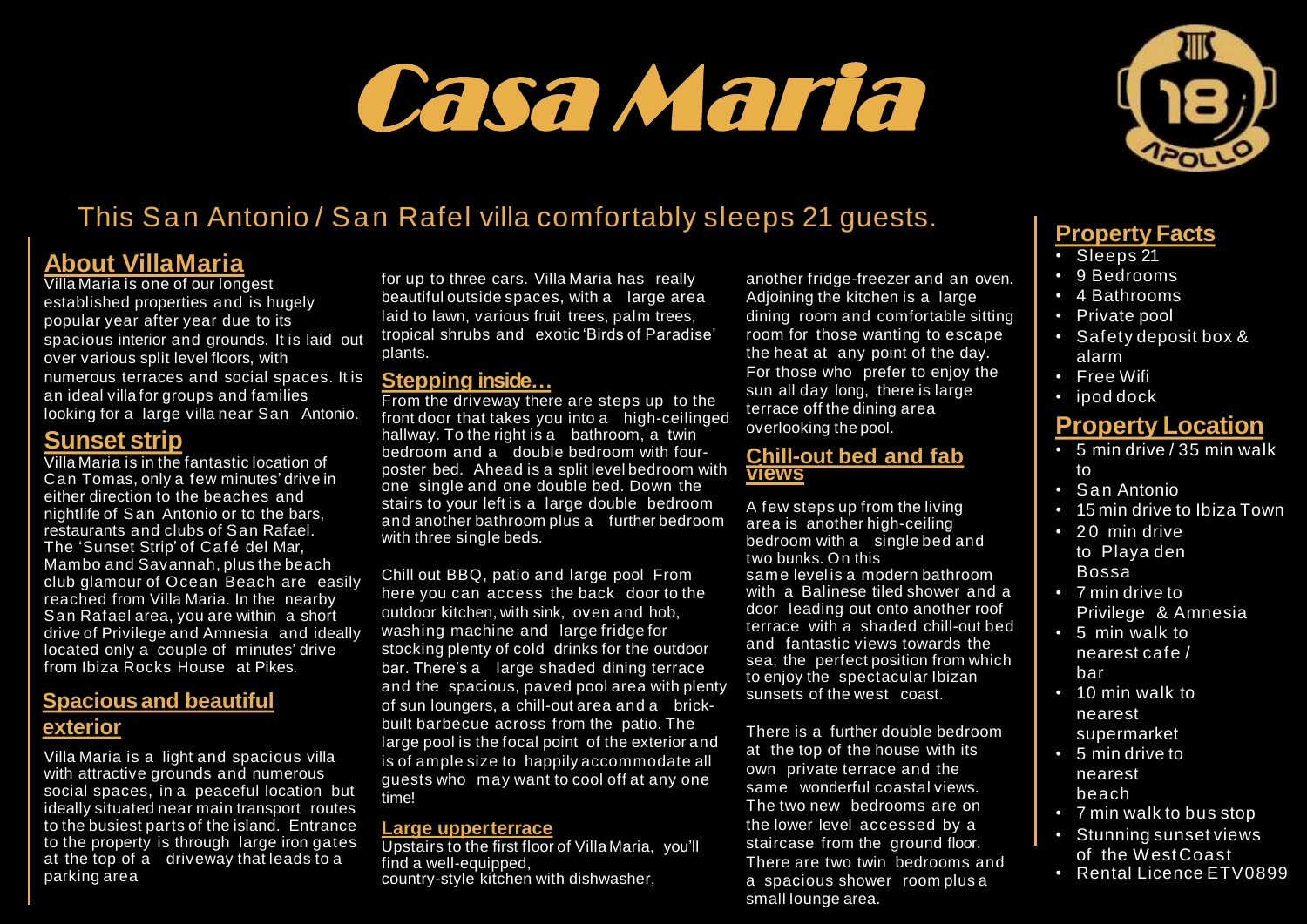# Casa Maria

## This San Antonio / San Rafel villa comfortably sleeps 21 guests.

### About VillaMaria

Villa Maria is one of our longest established properties and is hugely popular year after year due to its spacious interior and grounds. It is laid out over various split level floors, with numerous terraces and social spaces. It is an ideal villa for groups and families looking for a large villa near San Antonio.

### Sunset strip

Villa Maria is in the fantastic location of Can Tomas, only a few minutes' drive in either direction to the beaches and nightlife of San Antonio or to the bars, restaurants and clubs of San Rafael. The 'Sunset Strip' of Café del Mar, Mambo and Savannah, plus the beach club glamour of Ocean Beach are easily reached from Villa Maria. In the nearby San Rafael area, you are within a short drive of Privilege and Amnesia and ideally located only a couple of minutes' drive from Ibiza Rocks House at Pikes.

### Spacious and beautiful exterior

Villa Maria is a light and spacious villa with attractive grounds and numerous social spaces, in a peaceful location but ideally situated near main transport routes to the busiest parts of the island. Entrance to the property is through large iron gates at the top of a driveway that leads to a parking area for up to three cars. Villa Maria has really beautiful outside spaces, with a large area laid to lawn, various fruit trees, palm trees, tropical shrubs and exotic 'Birds of Paradise' plants.

### Stepping inside…

From the driveway there are steps up to the front door that takes you into a high-ceilinged hallway. To the right is a bathroom, a twin bedroom and a double bedroom with four-poster bed. Ahead is a split level bedroom with one single and one double bed. Down the stairs to your left is a large double bedroom and another bathroom plus a further bedroom with three single beds.

Chill out BBQ, patio and large pool From here you can access the back door to the outdoor kitchen, with sink, oven and hob, washing machine and large fridge for stocking plenty of cold drinks for the outdoor bar. There's a large shaded dining terrace and the spacious, paved pool area with plenty of sun loungers, a chill-out area and a brick-built barbecue across from the patio. The large pool is the focal point of the exterior and is of ample size to happily accommodate all guests who may want to cool off at any one time!

### Large upperterrace

Upstairs to the first floor of Villa Maria, you'll find a well-equipped, country-style kitchen with dishwasher, another fridge-freezer and an oven. Adjoining the kitchen is a large dining room and comfortable sitting room for those wanting to escape the heat at any point of the day. For those who prefer to enjoy the sun all day long, there is large terrace off the dining area overlooking the pool.

### Chill-out bed and fab views

A few steps up from the living area is another high-ceiling bedroom with a single bed and two bunks. On this same level is a modern bathroom with a Balinese tiled shower and a door leading out onto another roof terrace with a shaded chill-out bed and fantastic views towards the sea; the perfect position from which to enjoy the spectacular Ibizan sunsets of the west coast.

There is a further double bedroom at the top of the house with its own private terrace and the same wonderful coastal views. The two new bedrooms are on the lower level accessed by a staircase from the ground floor. There are two twin bedrooms and a spacious shower room plus a small lounge area.

### Property Facts

- Sleeps 21
- 9 Bedrooms
- 4 Bathrooms
- Private pool
- Safety deposit box & alarm
- Free Wifi
- ipod dock

### Property Location

- 5 min drive / 35 min walk to
- San Antonio
- 15 min drive to Ibiza Town
- 20 min drive to Playa den Bossa
- 7 min drive to Privilege & Amnesia
- 5 min walk to nearest cafe / bar
- 10 min walk to nearest supermarket
- 5 min drive to nearest beach
- 7 min walk to bus stop
- Stunning sunset views of the WestCoast
- Rental Licence ETV0899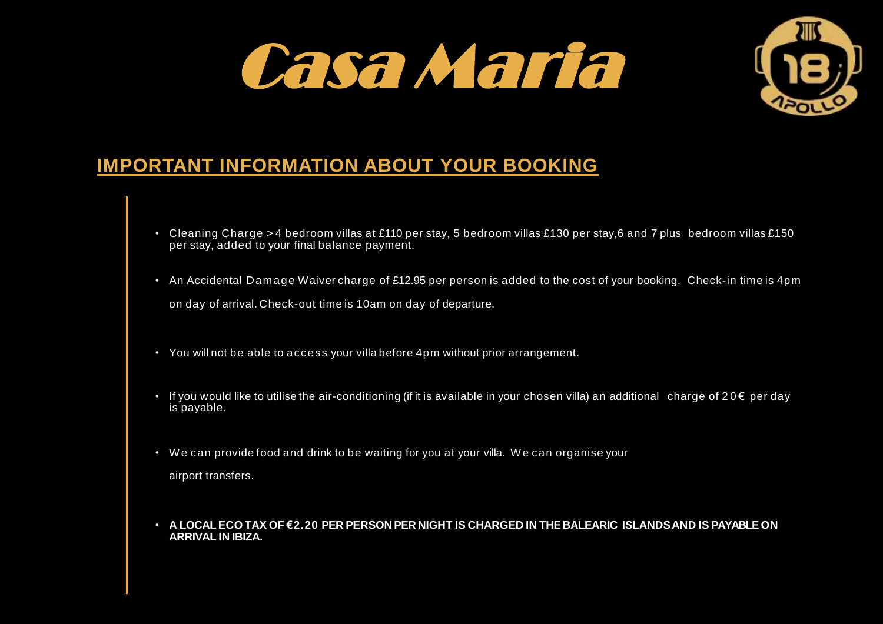# Casa Maria

## IMPORTANT INFORMATION ABOUT YOUR BOOKING

- Cleaning Charge > 4 bedroom villas at £110 per stay, 5 bedroom villas £130 per stay,6 and 7 plus bedroom villas £150 per stay, added to your final balance payment.
- An Accidental Damage Waiver charge of £12.95 per person is added to the cost of your booking. Check-in time is 4pm on day of arrival. Check-out time is 10am on day of departure.
- You will not be able to access your villa before 4pm without prior arrangement.
- If you would like to utilise the air-conditioning (if it is available in your chosen villa) an additional charge of 20€ per day is payable.
- We can provide food and drink to be waiting for you at your villa. We can organise your airport transfers.
- **A LOCAL ECO TAX OF €2.20 PER PERSON PER NIGHT IS CHARGED IN THE BALEARIC ISLANDS AND IS PAYABLE ON ARRIVAL IN IBIZA.**